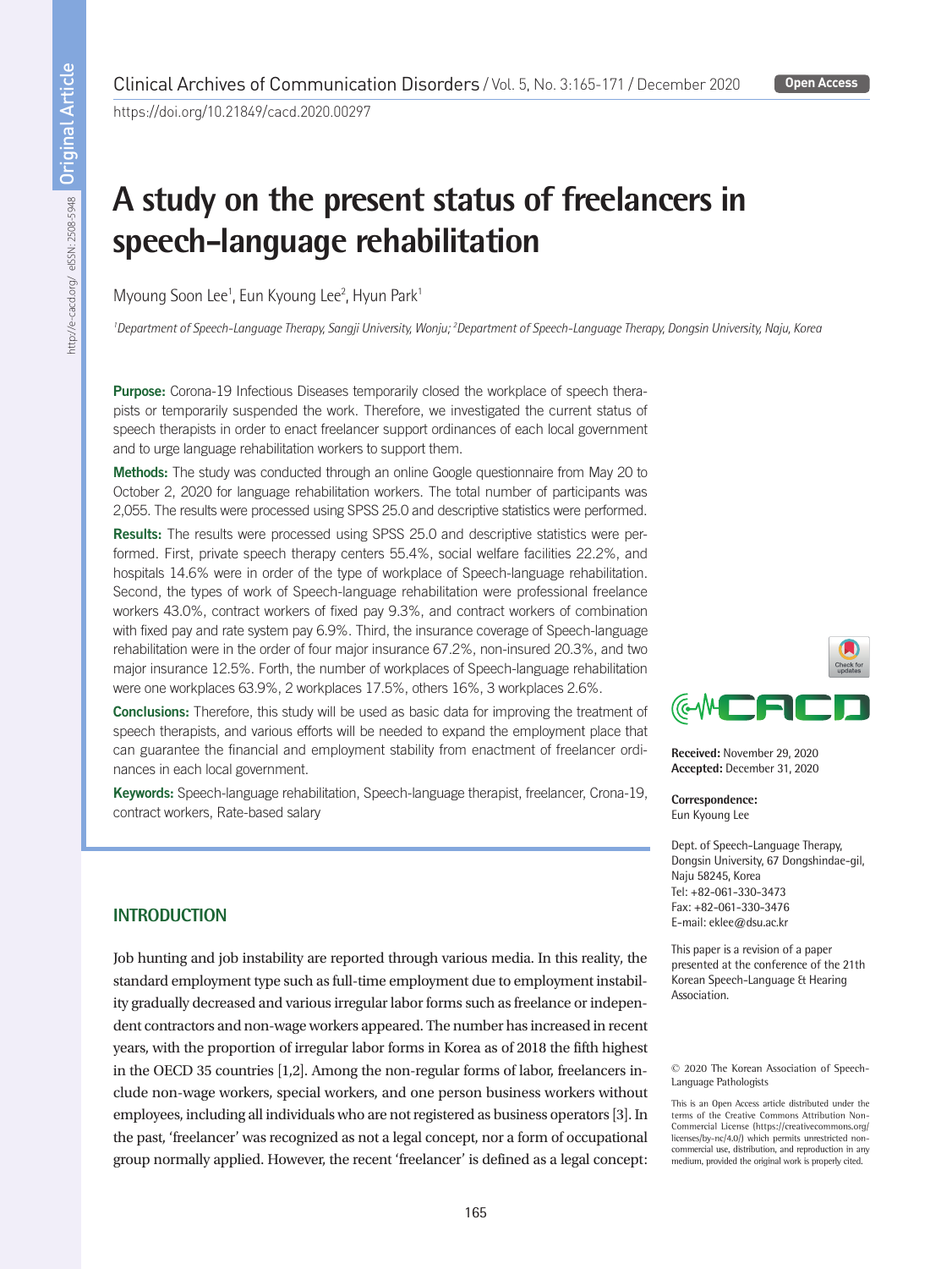Original Article

https://doi.org/10.21849/cacd.2020.00297

# A study on the present status of freelancers in speech-language rehabilitation

Myoung Soon Lee[1], Eun Kyoung Lee[2], Hyun Park[1]

[1]*Department of Speech-Language Therapy, Sangji University, Wonju;* [2]*Department of Speech-Language Therapy, Dongsin University, Naju, Korea*

**Purpose:** Corona-19 Infectious Diseases temporarily closed the workplace of speech therapists or temporarily suspended the work. Therefore, we investigated the current status of speech therapists in order to enact freelancer support ordinances of each local government and to urge language rehabilitation workers to support them.

**Methods:** The study was conducted through an online Google questionnaire from May 20 to October 2, 2020 for language rehabilitation workers. The total number of participants was 2,055. The results were processed using SPSS 25.0 and descriptive statistics were performed.

**Results:** The results were processed using SPSS 25.0 and descriptive statistics were performed. First, private speech therapy centers 55.4%, social welfare facilities 22.2%, and hospitals 14.6% were in order of the type of workplace of Speech-language rehabilitation. Second, the types of work of Speech-language rehabilitation were professional freelance workers 43.0%, contract workers of fixed pay 9.3%, and contract workers of combination with fixed pay and rate system pay 6.9%. Third, the insurance coverage of Speech-language rehabilitation were in the order of four major insurance 67.2%, non-insured 20.3%, and two major insurance 12.5%. Forth, the number of workplaces of Speech-language rehabilitation were one workplaces 63.9%, 2 workplaces 17.5%, others 16%, 3 workplaces 2.6%.

**Conclusions:** Therefore, this study will be used as basic data for improving the treatment of speech therapists, and various efforts will be needed to expand the employment place that can guarantee the financial and employment stability from enactment of freelancer ordinances in each local government.

**Keywords:** Speech-language rehabilitation, Speech-language therapist, freelancer, Crona-19, contract workers, Rate-based salary

**Received:** November 29, 2020
**Accepted:** December 31, 2020

**Correspondence:**
Eun Kyoung Lee

Dept. of Speech-Language Therapy, Dongsin University, 67 Dongshindae-gil, Naju 58245, Korea
Tel: +82-061-330-3473
Fax: +82-061-330-3476
E-mail: eklee@dsu.ac.kr

This paper is a revision of a paper presented at the conference of the 21th Korean Speech-Language & Hearing Association.

© 2020 The Korean Association of Speech-Language Pathologists

This is an Open Access article distributed under the terms of the Creative Commons Attribution Non-Commercial License (https://creativecommons.org/licenses/by-nc/4.0/) which permits unrestricted noncommercial use, distribution, and reproduction in any medium, provided the original work is properly cited.

## INTRODUCTION

Job hunting and job instability are reported through various media. In this reality, the standard employment type such as full-time employment due to employment instability gradually decreased and various irregular labor forms such as freelance or independent contractors and non-wage workers appeared. The number has increased in recent years, with the proportion of irregular labor forms in Korea as of 2018 the fifth highest in the OECD 35 countries [1,2]. Among the non-regular forms of labor, freelancers include non-wage workers, special workers, and one person business workers without employees, including all individuals who are not registered as business operators [3]. In the past, 'freelancer' was recognized as not a legal concept, nor a form of occupational group normally applied. However, the recent 'freelancer' is defined as a legal concept: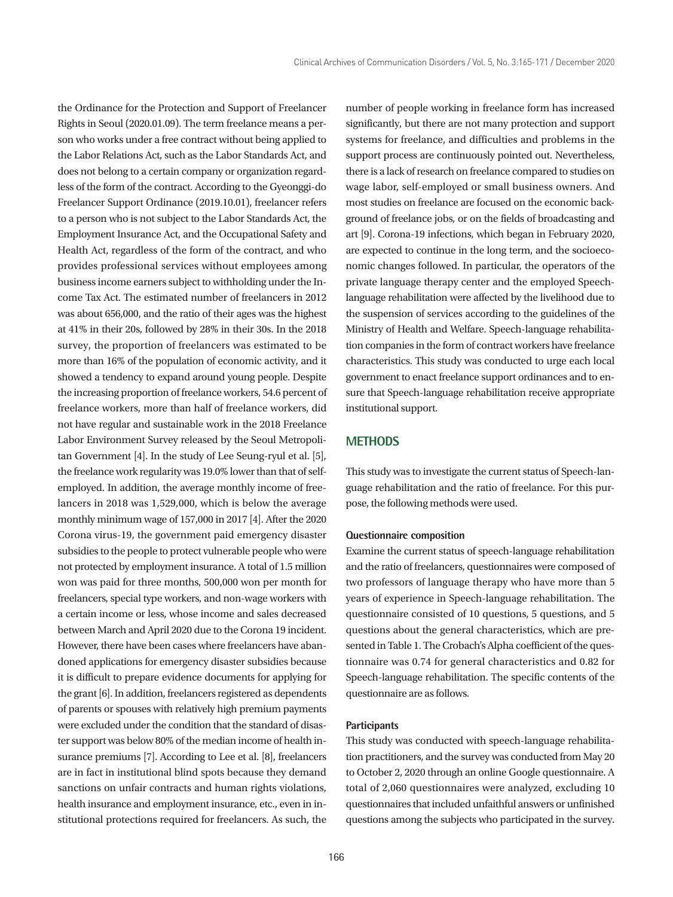the Ordinance for the Protection and Support of Freelancer Rights in Seoul (2020.01.09). The term freelance means a person who works under a free contract without being applied to the Labor Relations Act, such as the Labor Standards Act, and does not belong to a certain company or organization regardless of the form of the contract. According to the Gyeonggi-do Freelancer Support Ordinance (2019.10.01), freelancer refers to a person who is not subject to the Labor Standards Act, the Employment Insurance Act, and the Occupational Safety and Health Act, regardless of the form of the contract, and who provides professional services without employees among business income earners subject to withholding under the Income Tax Act. The estimated number of freelancers in 2012 was about 656,000, and the ratio of their ages was the highest at 41% in their 20s, followed by 28% in their 30s. In the 2018 survey, the proportion of freelancers was estimated to be more than 16% of the population of economic activity, and it showed a tendency to expand around young people. Despite the increasing proportion of freelance workers, 54.6 percent of freelance workers, more than half of freelance workers, did not have regular and sustainable work in the 2018 Freelance Labor Environment Survey released by the Seoul Metropolitan Government [4]. In the study of Lee Seung-ryul et al. [5], the freelance work regularity was 19.0% lower than that of self-employed. In addition, the average monthly income of freelancers in 2018 was 1,529,000, which is below the average monthly minimum wage of 157,000 in 2017 [4]. After the 2020 Corona virus-19, the government paid emergency disaster subsidies to the people to protect vulnerable people who were not protected by employment insurance. A total of 1.5 million won was paid for three months, 500,000 won per month for freelancers, special type workers, and non-wage workers with a certain income or less, whose income and sales decreased between March and April 2020 due to the Corona 19 incident. However, there have been cases where freelancers have abandoned applications for emergency disaster subsidies because it is difficult to prepare evidence documents for applying for the grant [6]. In addition, freelancers registered as dependents of parents or spouses with relatively high premium payments were excluded under the condition that the standard of disaster support was below 80% of the median income of health insurance premiums [7]. According to Lee et al. [8], freelancers are in fact in institutional blind spots because they demand sanctions on unfair contracts and human rights violations, health insurance and employment insurance, etc., even in institutional protections required for freelancers. As such, the number of people working in freelance form has increased significantly, but there are not many protection and support systems for freelance, and difficulties and problems in the support process are continuously pointed out. Nevertheless, there is a lack of research on freelance compared to studies on wage labor, self-employed or small business owners. And most studies on freelance are focused on the economic background of freelance jobs, or on the fields of broadcasting and art [9]. Corona-19 infections, which began in February 2020, are expected to continue in the long term, and the socioeconomic changes followed. In particular, the operators of the private language therapy center and the employed Speech-language rehabilitation were affected by the livelihood due to the suspension of services according to the guidelines of the Ministry of Health and Welfare. Speech-language rehabilitation companies in the form of contract workers have freelance characteristics. This study was conducted to urge each local government to enact freelance support ordinances and to ensure that Speech-language rehabilitation receive appropriate institutional support.

## METHODS

This study was to investigate the current status of Speech-language rehabilitation and the ratio of freelance. For this purpose, the following methods were used.

### Questionnaire composition

Examine the current status of speech-language rehabilitation and the ratio of freelancers, questionnaires were composed of two professors of language therapy who have more than 5 years of experience in Speech-language rehabilitation. The questionnaire consisted of 10 questions, 5 questions, and 5 questions about the general characteristics, which are presented in Table 1. The Crobach's Alpha coefficient of the questionnaire was 0.74 for general characteristics and 0.82 for Speech-language rehabilitation. The specific contents of the questionnaire are as follows.

### Participants

This study was conducted with speech-language rehabilitation practitioners, and the survey was conducted from May 20 to October 2, 2020 through an online Google questionnaire. A total of 2,060 questionnaires were analyzed, excluding 10 questionnaires that included unfaithful answers or unfinished questions among the subjects who participated in the survey.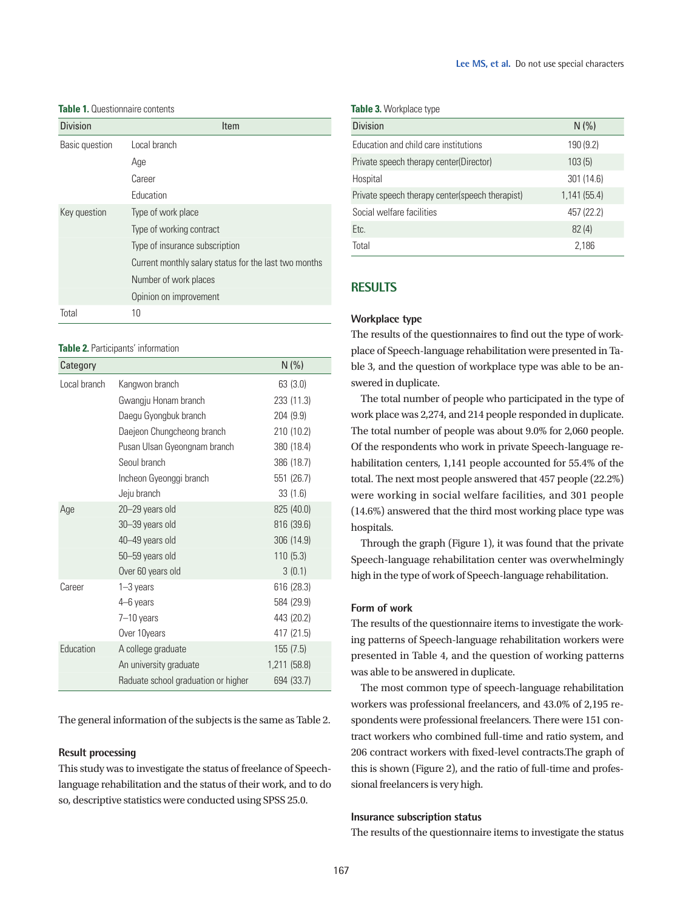**Table 1.** Questionnaire contents

| Division | Item |
|---|---|
| Basic question | Local branch |
| | Age |
| | Career |
| | Education |
| Key question | Type of work place |
| | Type of working contract |
| | Type of insurance subscription |
| | Current monthly salary status for the last two months |
| | Number of work places |
| | Opinion on improvement |
| Total | 10 |

**Table 2.** Participants' information

| Category | | N (%) |
|---|---|---|
| Local branch | Kangwon branch | 63 (3.0) |
| | Gwangju Honam branch | 233 (11.3) |
| | Daegu Gyongbuk branch | 204 (9.9) |
| | Daejeon Chungcheong branch | 210 (10.2) |
| | Pusan Ulsan Gyeongnam branch | 380 (18.4) |
| | Seoul branch | 386 (18.7) |
| | Incheon Gyeonggi branch | 551 (26.7) |
| | Jeju branch | 33 (1.6) |
| Age | 20–29 years old | 825 (40.0) |
| | 30–39 years old | 816 (39.6) |
| | 40–49 years old | 306 (14.9) |
| | 50–59 years old | 110 (5.3) |
| | Over 60 years old | 3 (0.1) |
| Career | 1–3 years | 616 (28.3) |
| | 4–6 years | 584 (29.9) |
| | 7–10 years | 443 (20.2) |
| | Over 10years | 417 (21.5) |
| Education | A college graduate | 155 (7.5) |
| | An university graduate | 1,211 (58.8) |
| | Raduate school graduation or higher | 694 (33.7) |

The general information of the subjects is the same as Table 2.

### Result processing

This study was to investigate the status of freelance of Speech-language rehabilitation and the status of their work, and to do so, descriptive statistics were conducted using SPSS 25.0.

**Table 3.** Workplace type

| Division | N (%) |
|---|---|
| Education and child care institutions | 190 (9.2) |
| Private speech therapy center(Director) | 103 (5) |
| Hospital | 301 (14.6) |
| Private speech therapy center(speech therapist) | 1,141 (55.4) |
| Social welfare facilities | 457 (22.2) |
| Etc. | 82 (4) |
| Total | 2,186 |

## RESULTS

### Workplace type

The results of the questionnaires to find out the type of workplace of Speech-language rehabilitation were presented in Table 3, and the question of workplace type was able to be answered in duplicate.

The total number of people who participated in the type of work place was 2,274, and 214 people responded in duplicate. The total number of people was about 9.0% for 2,060 people. Of the respondents who work in private Speech-language rehabilitation centers, 1,141 people accounted for 55.4% of the total. The next most people answered that 457 people (22.2%) were working in social welfare facilities, and 301 people (14.6%) answered that the third most working place type was hospitals.

Through the graph (Figure 1), it was found that the private Speech-language rehabilitation center was overwhelmingly high in the type of work of Speech-language rehabilitation.

### Form of work

The results of the questionnaire items to investigate the working patterns of Speech-language rehabilitation workers were presented in Table 4, and the question of working patterns was able to be answered in duplicate.

The most common type of speech-language rehabilitation workers was professional freelancers, and 43.0% of 2,195 respondents were professional freelancers. There were 151 contract workers who combined full-time and ratio system, and 206 contract workers with fixed-level contracts.The graph of this is shown (Figure 2), and the ratio of full-time and professional freelancers is very high.

### Insurance subscription status

The results of the questionnaire items to investigate the status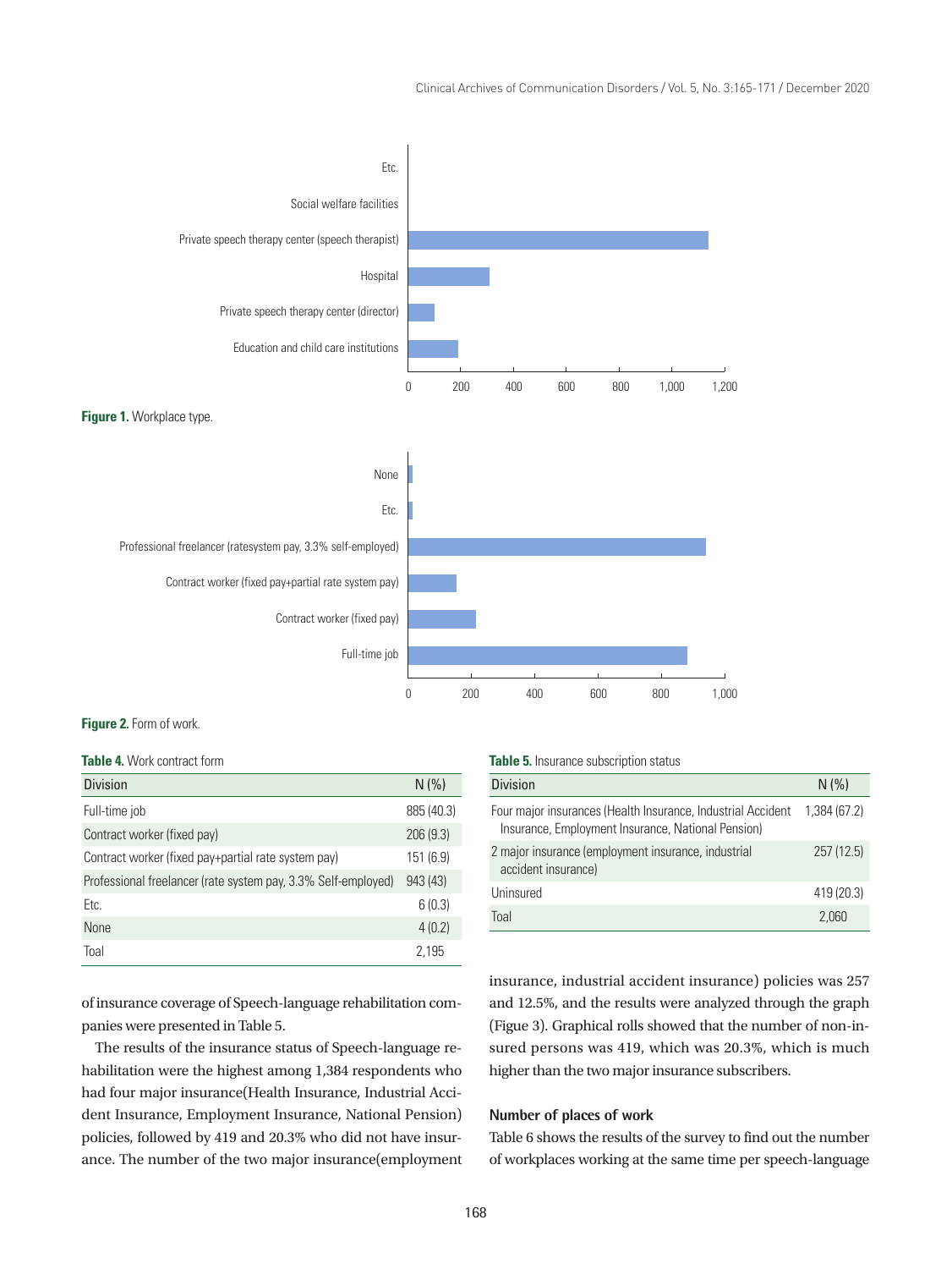Figure 1. Workplace type.

Figure 2. Form of work.

**Table 4.** Work contract form

| Division | N (%) |
|---|---|
| Full-time job | 885 (40.3) |
| Contract worker (fixed pay) | 206 (9.3) |
| Contract worker (fixed pay+partial rate system pay) | 151 (6.9) |
| Professional freelancer (rate system pay, 3.3% Self-employed) | 943 (43) |
| Etc. | 6 (0.3) |
| None | 4 (0.2) |
| Toal | 2,195 |

**Table 5.** Insurance subscription status

| Division | N (%) |
|---|---|
| Four major insurances (Health Insurance, Industrial Accident Insurance, Employment Insurance, National Pension) | 1,384 (67.2) |
| 2 major insurance (employment insurance, industrial accident insurance) | 257 (12.5) |
| Uninsured | 419 (20.3) |
| Toal | 2,060 |

of insurance coverage of Speech-language rehabilitation companies were presented in Table 5.

The results of the insurance status of Speech-language rehabilitation were the highest among 1,384 respondents who had four major insurance(Health Insurance, Industrial Accident Insurance, Employment Insurance, National Pension) policies, followed by 419 and 20.3% who did not have insurance. The number of the two major insurance(employment insurance, industrial accident insurance) policies was 257 and 12.5%, and the results were analyzed through the graph (Figue 3). Graphical rolls showed that the number of non-insured persons was 419, which was 20.3%, which is much higher than the two major insurance subscribers.

### Number of places of work

Table 6 shows the results of the survey to find out the number of workplaces working at the same time per speech-language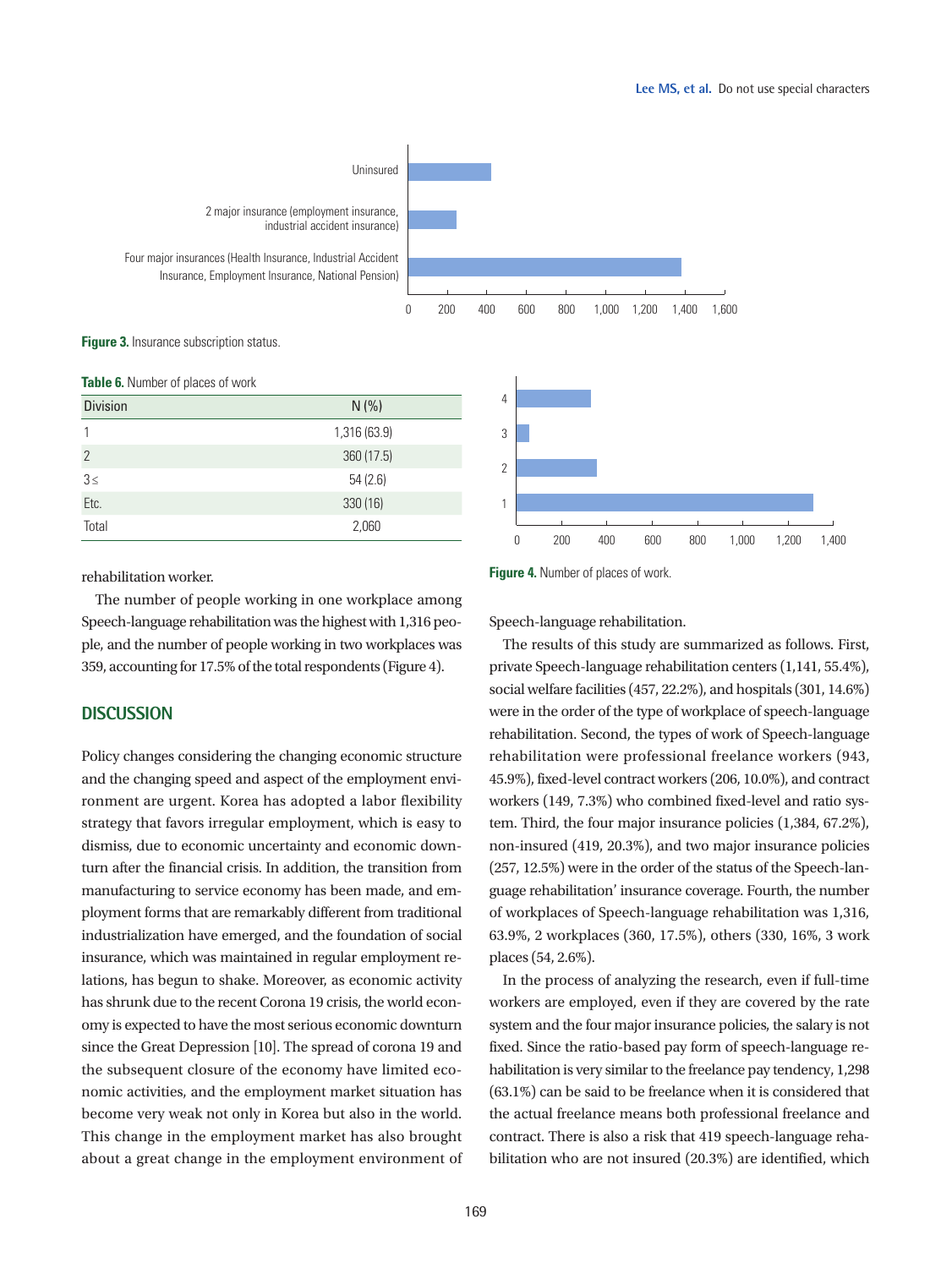Figure 3. Insurance subscription status.

Table 6. Number of places of work

| Division | N (%) |
|---|---|
| 1 | 1,316 (63.9) |
| 2 | 360 (17.5) |
| 3≤ | 54 (2.6) |
| Etc. | 330 (16) |
| Total | 2,060 |

Figure 4. Number of places of work.

rehabilitation worker.

The number of people working in one workplace among Speech-language rehabilitation was the highest with 1,316 people, and the number of people working in two workplaces was 359, accounting for 17.5% of the total respondents (Figure 4).

## DISCUSSION

Policy changes considering the changing economic structure and the changing speed and aspect of the employment environment are urgent. Korea has adopted a labor flexibility strategy that favors irregular employment, which is easy to dismiss, due to economic uncertainty and economic downturn after the financial crisis. In addition, the transition from manufacturing to service economy has been made, and employment forms that are remarkably different from traditional industrialization have emerged, and the foundation of social insurance, which was maintained in regular employment relations, has begun to shake. Moreover, as economic activity has shrunk due to the recent Corona 19 crisis, the world economy is expected to have the most serious economic downturn since the Great Depression [10]. The spread of corona 19 and the subsequent closure of the economy have limited economic activities, and the employment market situation has become very weak not only in Korea but also in the world. This change in the employment market has also brought about a great change in the employment environment of Speech-language rehabilitation.

The results of this study are summarized as follows. First, private Speech-language rehabilitation centers (1,141, 55.4%), social welfare facilities (457, 22.2%), and hospitals (301, 14.6%) were in the order of the type of workplace of speech-language rehabilitation. Second, the types of work of Speech-language rehabilitation were professional freelance workers (943, 45.9%), fixed-level contract workers (206, 10.0%), and contract workers (149, 7.3%) who combined fixed-level and ratio system. Third, the four major insurance policies (1,384, 67.2%), non-insured (419, 20.3%), and two major insurance policies (257, 12.5%) were in the order of the status of the Speech-language rehabilitation' insurance coverage. Fourth, the number of workplaces of Speech-language rehabilitation was 1,316, 63.9%, 2 workplaces (360, 17.5%), others (330, 16%, 3 work places (54, 2.6%).

In the process of analyzing the research, even if full-time workers are employed, even if they are covered by the rate system and the four major insurance policies, the salary is not fixed. Since the ratio-based pay form of speech-language rehabilitation is very similar to the freelance pay tendency, 1,298 (63.1%) can be said to be freelance when it is considered that the actual freelance means both professional freelance and contract. There is also a risk that 419 speech-language rehabilitation who are not insured (20.3%) are identified, which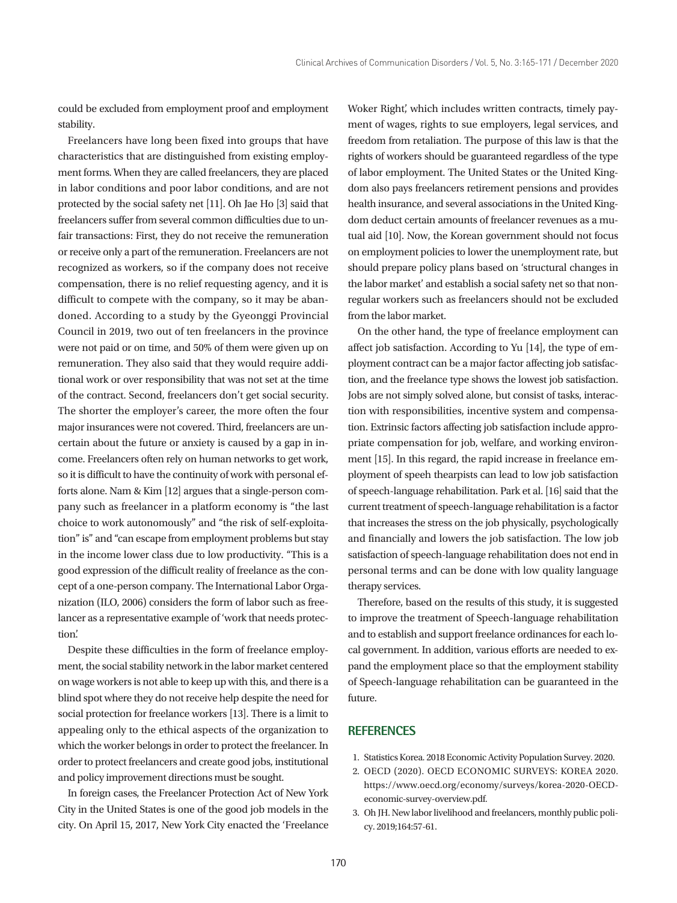could be excluded from employment proof and employment stability.

Freelancers have long been fixed into groups that have characteristics that are distinguished from existing employment forms. When they are called freelancers, they are placed in labor conditions and poor labor conditions, and are not protected by the social safety net [11]. Oh Jae Ho [3] said that freelancers suffer from several common difficulties due to unfair transactions: First, they do not receive the remuneration or receive only a part of the remuneration. Freelancers are not recognized as workers, so if the company does not receive compensation, there is no relief requesting agency, and it is difficult to compete with the company, so it may be abandoned. According to a study by the Gyeonggi Provincial Council in 2019, two out of ten freelancers in the province were not paid or on time, and 50% of them were given up on remuneration. They also said that they would require additional work or over responsibility that was not set at the time of the contract. Second, freelancers don't get social security. The shorter the employer's career, the more often the four major insurances were not covered. Third, freelancers are uncertain about the future or anxiety is caused by a gap in income. Freelancers often rely on human networks to get work, so it is difficult to have the continuity of work with personal efforts alone. Nam & Kim [12] argues that a single-person company such as freelancer in a platform economy is "the last choice to work autonomously" and "the risk of self-exploitation" is" and "can escape from employment problems but stay in the income lower class due to low productivity. "This is a good expression of the difficult reality of freelance as the concept of a one-person company. The International Labor Organization (ILO, 2006) considers the form of labor such as freelancer as a representative example of 'work that needs protection.'

Despite these difficulties in the form of freelance employment, the social stability network in the labor market centered on wage workers is not able to keep up with this, and there is a blind spot where they do not receive help despite the need for social protection for freelance workers [13]. There is a limit to appealing only to the ethical aspects of the organization to which the worker belongs in order to protect the freelancer. In order to protect freelancers and create good jobs, institutional and policy improvement directions must be sought.

In foreign cases, the Freelancer Protection Act of New York City in the United States is one of the good job models in the city. On April 15, 2017, New York City enacted the 'Freelance Woker Right,' which includes written contracts, timely payment of wages, rights to sue employers, legal services, and freedom from retaliation. The purpose of this law is that the rights of workers should be guaranteed regardless of the type of labor employment. The United States or the United Kingdom also pays freelancers retirement pensions and provides health insurance, and several associations in the United Kingdom deduct certain amounts of freelancer revenues as a mutual aid [10]. Now, the Korean government should not focus on employment policies to lower the unemployment rate, but should prepare policy plans based on 'structural changes in the labor market' and establish a social safety net so that non-regular workers such as freelancers should not be excluded from the labor market.

On the other hand, the type of freelance employment can affect job satisfaction. According to Yu [14], the type of employment contract can be a major factor affecting job satisfaction, and the freelance type shows the lowest job satisfaction. Jobs are not simply solved alone, but consist of tasks, interaction with responsibilities, incentive system and compensation. Extrinsic factors affecting job satisfaction include appropriate compensation for job, welfare, and working environment [15]. In this regard, the rapid increase in freelance employment of speeh thearpists can lead to low job satisfaction of speech-language rehabilitation. Park et al. [16] said that the current treatment of speech-language rehabilitation is a factor that increases the stress on the job physically, psychologically and financially and lowers the job satisfaction. The low job satisfaction of speech-language rehabilitation does not end in personal terms and can be done with low quality language therapy services.

Therefore, based on the results of this study, it is suggested to improve the treatment of Speech-language rehabilitation and to establish and support freelance ordinances for each local government. In addition, various efforts are needed to expand the employment place so that the employment stability of Speech-language rehabilitation can be guaranteed in the future.

## REFERENCES

1. Statistics Korea. 2018 Economic Activity Population Survey. 2020.
2. OECD (2020). OECD ECONOMIC SURVEYS: KOREA 2020. https://www.oecd.org/economy/surveys/korea-2020-OECD-economic-survey-overview.pdf.
3. Oh JH. New labor livelihood and freelancers, monthly public policy. 2019;164:57-61.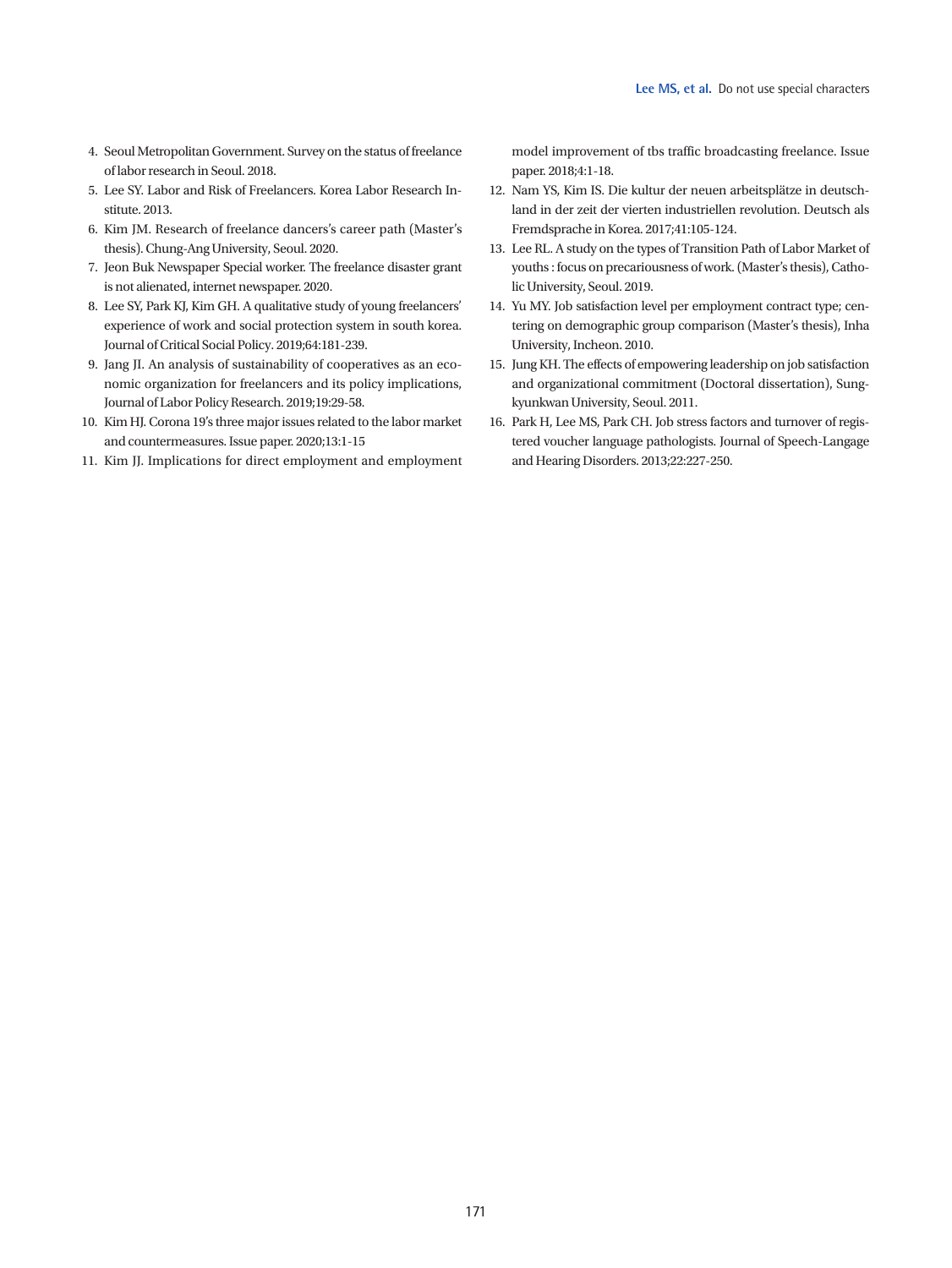4. Seoul Metropolitan Government. Survey on the status of freelance of labor research in Seoul. 2018.
5. Lee SY. Labor and Risk of Freelancers. Korea Labor Research Institute. 2013.
6. Kim JM. Research of freelance dancers's career path (Master's thesis). Chung-Ang University, Seoul. 2020.
7. Jeon Buk Newspaper Special worker. The freelance disaster grant is not alienated, internet newspaper. 2020.
8. Lee SY, Park KJ, Kim GH. A qualitative study of young freelancers' experience of work and social protection system in south korea. Journal of Critical Social Policy. 2019;64:181-239.
9. Jang JI. An analysis of sustainability of cooperatives as an economic organization for freelancers and its policy implications, Journal of Labor Policy Research. 2019;19:29-58.
10. Kim HJ. Corona 19's three major issues related to the labor market and countermeasures. Issue paper. 2020;13:1-15
11. Kim JJ. Implications for direct employment and employment model improvement of tbs traffic broadcasting freelance. Issue paper. 2018;4:1-18.
12. Nam YS, Kim IS. Die kultur der neuen arbeitsplätze in deutschland in der zeit der vierten industriellen revolution. Deutsch als Fremdsprache in Korea. 2017;41:105-124.
13. Lee RL. A study on the types of Transition Path of Labor Market of youths : focus on precariousness of work. (Master's thesis), Catholic University, Seoul. 2019.
14. Yu MY. Job satisfaction level per employment contract type; centering on demographic group comparison (Master's thesis), Inha University, Incheon. 2010.
15. Jung KH. The effects of empowering leadership on job satisfaction and organizational commitment (Doctoral dissertation), Sungkyunkwan University, Seoul. 2011.
16. Park H, Lee MS, Park CH. Job stress factors and turnover of registered voucher language pathologists. Journal of Speech-Langage and Hearing Disorders. 2013;22:227-250.